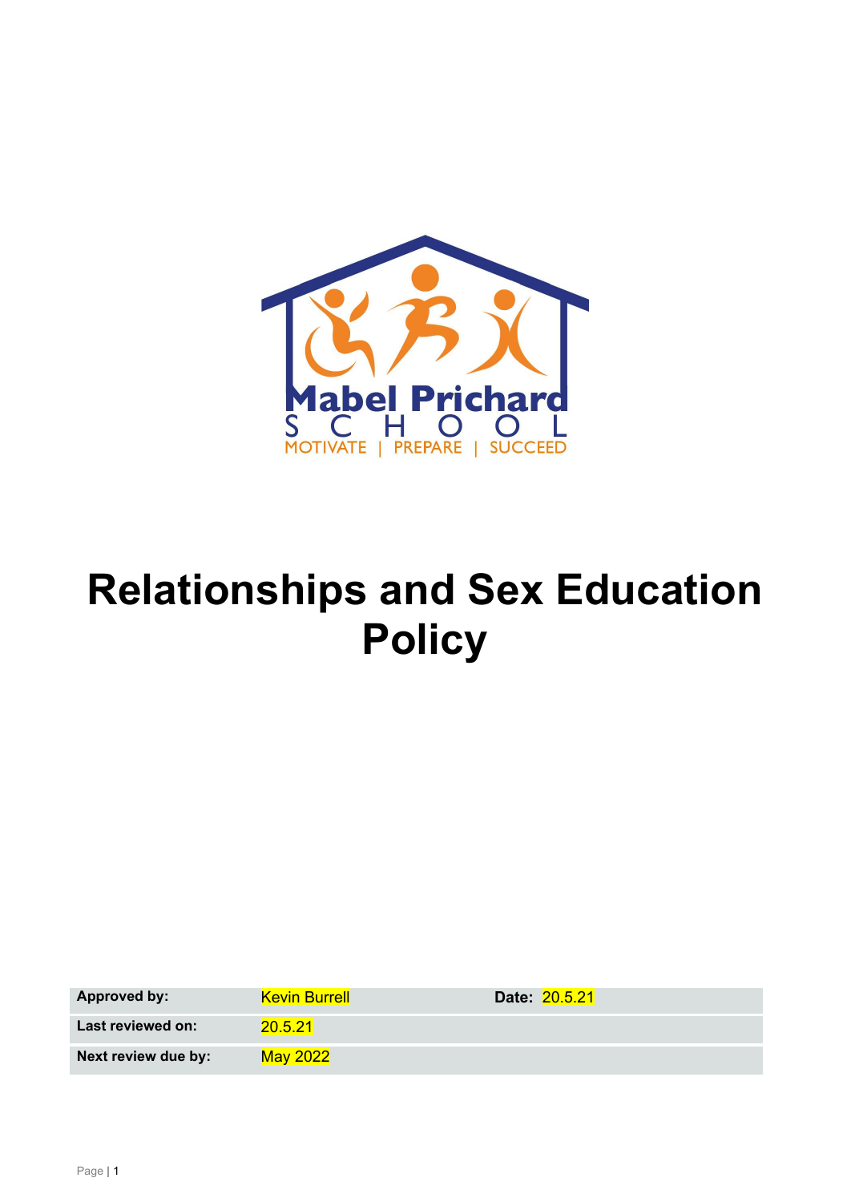Mabel Prichard
SCHOOL
MOTIVATE | PREPARE | SUCCEED

# Relationships and Sex Education Policy

| **Approved by:** | Kevin Burrell | **Date:** 20.5.21 |
| --- | --- | --- |
| **Last reviewed on:** | 20.5.21 | |
| **Next review due by:** | May 2022 | |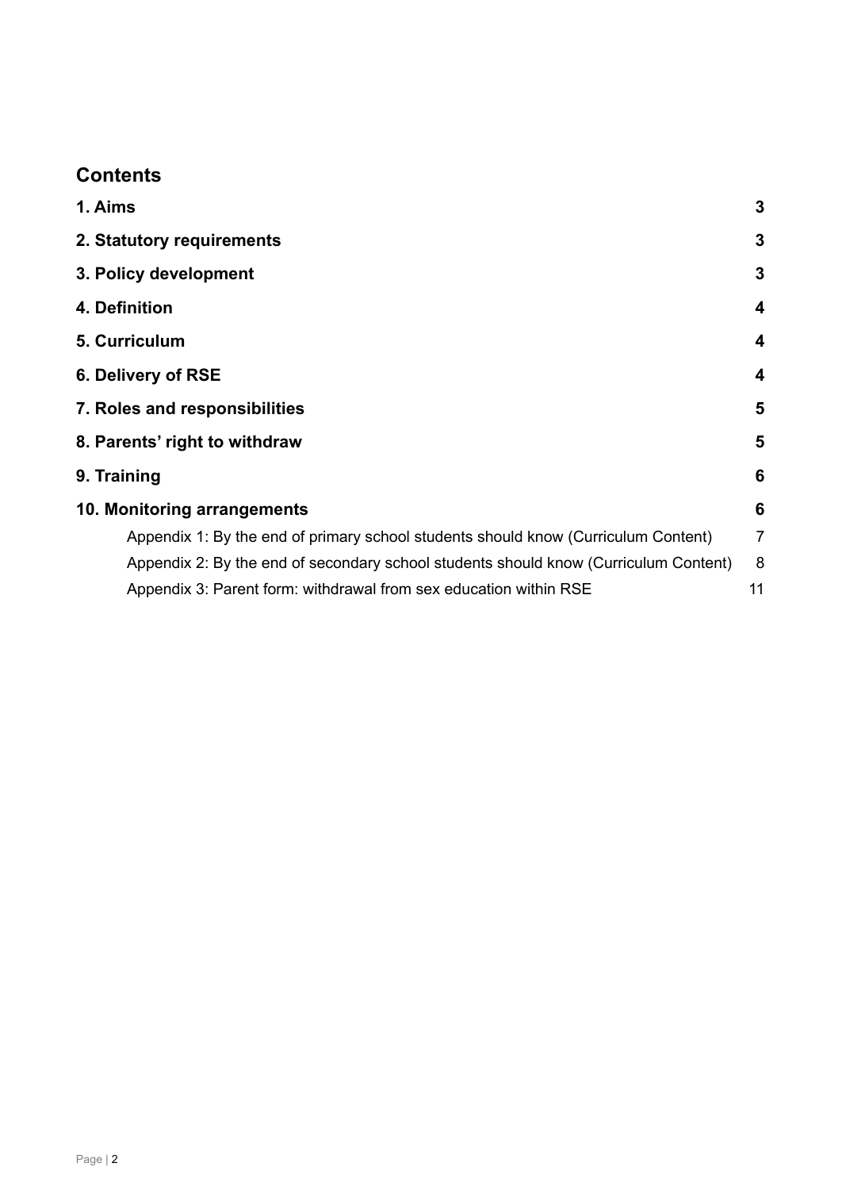## Contents

| | |
|---|---|
| **1. Aims** | **3** |
| **2. Statutory requirements** | **3** |
| **3. Policy development** | **3** |
| **4. Definition** | **4** |
| **5. Curriculum** | **4** |
| **6. Delivery of RSE** | **4** |
| **7. Roles and responsibilities** | **5** |
| **8. Parents' right to withdraw** | **5** |
| **9. Training** | **6** |
| **10. Monitoring arrangements** | **6** |
| Appendix 1: By the end of primary school students should know (Curriculum Content) | 7 |
| Appendix 2: By the end of secondary school students should know (Curriculum Content) | 8 |
| Appendix 3: Parent form: withdrawal from sex education within RSE | 11 |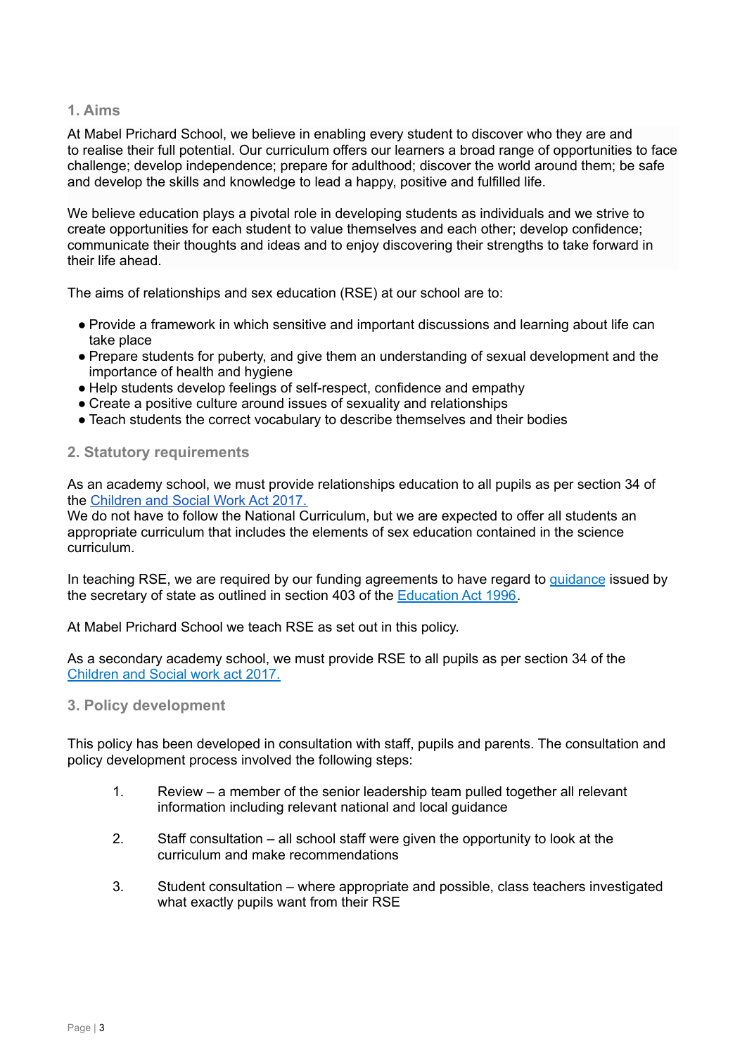## 1. Aims

At Mabel Prichard School, we believe in enabling every student to discover who they are and to realise their full potential. Our curriculum offers our learners a broad range of opportunities to face challenge; develop independence; prepare for adulthood; discover the world around them; be safe and develop the skills and knowledge to lead a happy, positive and fulfilled life.

We believe education plays a pivotal role in developing students as individuals and we strive to create opportunities for each student to value themselves and each other; develop confidence; communicate their thoughts and ideas and to enjoy discovering their strengths to take forward in their life ahead.

The aims of relationships and sex education (RSE) at our school are to:

- Provide a framework in which sensitive and important discussions and learning about life can take place
- Prepare students for puberty, and give them an understanding of sexual development and the importance of health and hygiene
- Help students develop feelings of self-respect, confidence and empathy
- Create a positive culture around issues of sexuality and relationships
- Teach students the correct vocabulary to describe themselves and their bodies

## 2. Statutory requirements

As an academy school, we must provide relationships education to all pupils as per section 34 of the [Children and Social Work Act 2017.](#)
We do not have to follow the National Curriculum, but we are expected to offer all students an appropriate curriculum that includes the elements of sex education contained in the science curriculum.

In teaching RSE, we are required by our funding agreements to have regard to [guidance](#) issued by the secretary of state as outlined in section 403 of the [Education Act 1996](#).

At Mabel Prichard School we teach RSE as set out in this policy.

As a secondary academy school, we must provide RSE to all pupils as per section 34 of the [Children and Social work act 2017.](#)

## 3. Policy development

This policy has been developed in consultation with staff, pupils and parents. The consultation and policy development process involved the following steps:

1. Review – a member of the senior leadership team pulled together all relevant information including relevant national and local guidance

2. Staff consultation – all school staff were given the opportunity to look at the curriculum and make recommendations

3. Student consultation – where appropriate and possible, class teachers investigated what exactly pupils want from their RSE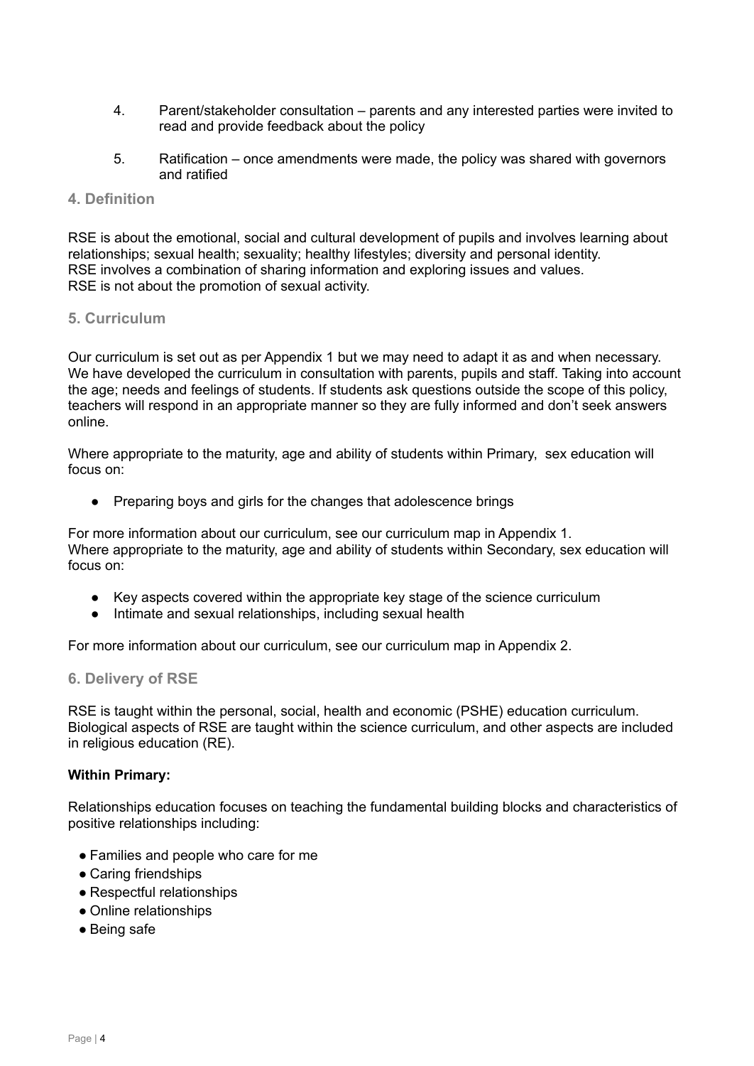4. Parent/stakeholder consultation – parents and any interested parties were invited to read and provide feedback about the policy

5. Ratification – once amendments were made, the policy was shared with governors and ratified

## 4. Definition

RSE is about the emotional, social and cultural development of pupils and involves learning about relationships; sexual health; sexuality; healthy lifestyles; diversity and personal identity.
RSE involves a combination of sharing information and exploring issues and values.
RSE is not about the promotion of sexual activity.

## 5. Curriculum

Our curriculum is set out as per Appendix 1 but we may need to adapt it as and when necessary. We have developed the curriculum in consultation with parents, pupils and staff. Taking into account the age; needs and feelings of students. If students ask questions outside the scope of this policy, teachers will respond in an appropriate manner so they are fully informed and don't seek answers online.

Where appropriate to the maturity, age and ability of students within Primary, sex education will focus on:

- Preparing boys and girls for the changes that adolescence brings

For more information about our curriculum, see our curriculum map in Appendix 1.
Where appropriate to the maturity, age and ability of students within Secondary, sex education will focus on:

- Key aspects covered within the appropriate key stage of the science curriculum
- Intimate and sexual relationships, including sexual health

For more information about our curriculum, see our curriculum map in Appendix 2.

## 6. Delivery of RSE

RSE is taught within the personal, social, health and economic (PSHE) education curriculum. Biological aspects of RSE are taught within the science curriculum, and other aspects are included in religious education (RE).

**Within Primary:**

Relationships education focuses on teaching the fundamental building blocks and characteristics of positive relationships including:

- Families and people who care for me
- Caring friendships
- Respectful relationships
- Online relationships
- Being safe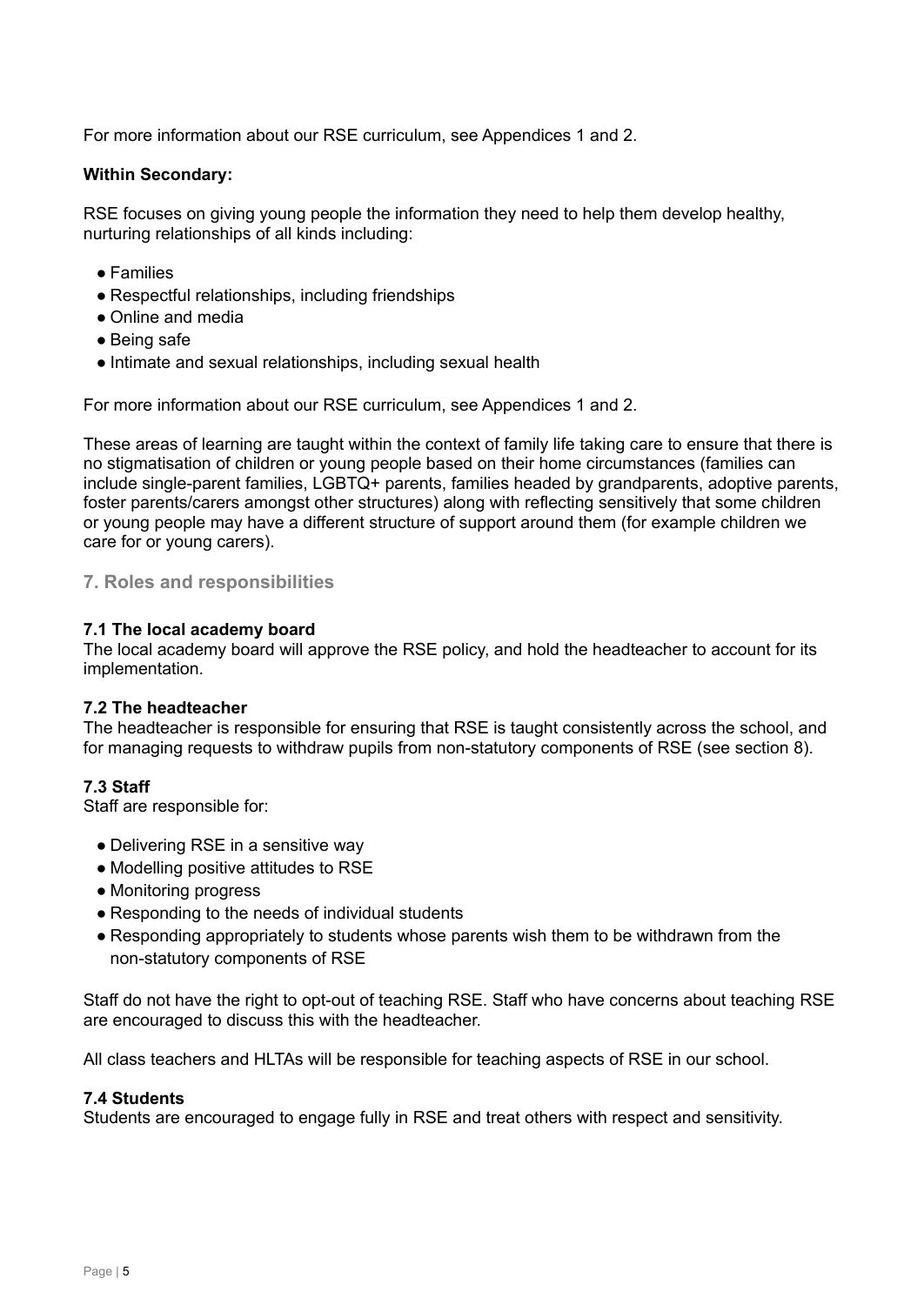For more information about our RSE curriculum, see Appendices 1 and 2.

**Within Secondary:**

RSE focuses on giving young people the information they need to help them develop healthy, nurturing relationships of all kinds including:

- Families
- Respectful relationships, including friendships
- Online and media
- Being safe
- Intimate and sexual relationships, including sexual health

For more information about our RSE curriculum, see Appendices 1 and 2.

These areas of learning are taught within the context of family life taking care to ensure that there is no stigmatisation of children or young people based on their home circumstances (families can include single-parent families, LGBTQ+ parents, families headed by grandparents, adoptive parents, foster parents/carers amongst other structures) along with reflecting sensitively that some children or young people may have a different structure of support around them (for example children we care for or young carers).

## 7. Roles and responsibilities

### 7.1 The local academy board

The local academy board will approve the RSE policy, and hold the headteacher to account for its implementation.

### 7.2 The headteacher

The headteacher is responsible for ensuring that RSE is taught consistently across the school, and for managing requests to withdraw pupils from non-statutory components of RSE (see section 8).

### 7.3 Staff

Staff are responsible for:

- Delivering RSE in a sensitive way
- Modelling positive attitudes to RSE
- Monitoring progress
- Responding to the needs of individual students
- Responding appropriately to students whose parents wish them to be withdrawn from the non-statutory components of RSE

Staff do not have the right to opt-out of teaching RSE. Staff who have concerns about teaching RSE are encouraged to discuss this with the headteacher.

All class teachers and HLTAs will be responsible for teaching aspects of RSE in our school.

### 7.4 Students

Students are encouraged to engage fully in RSE and treat others with respect and sensitivity.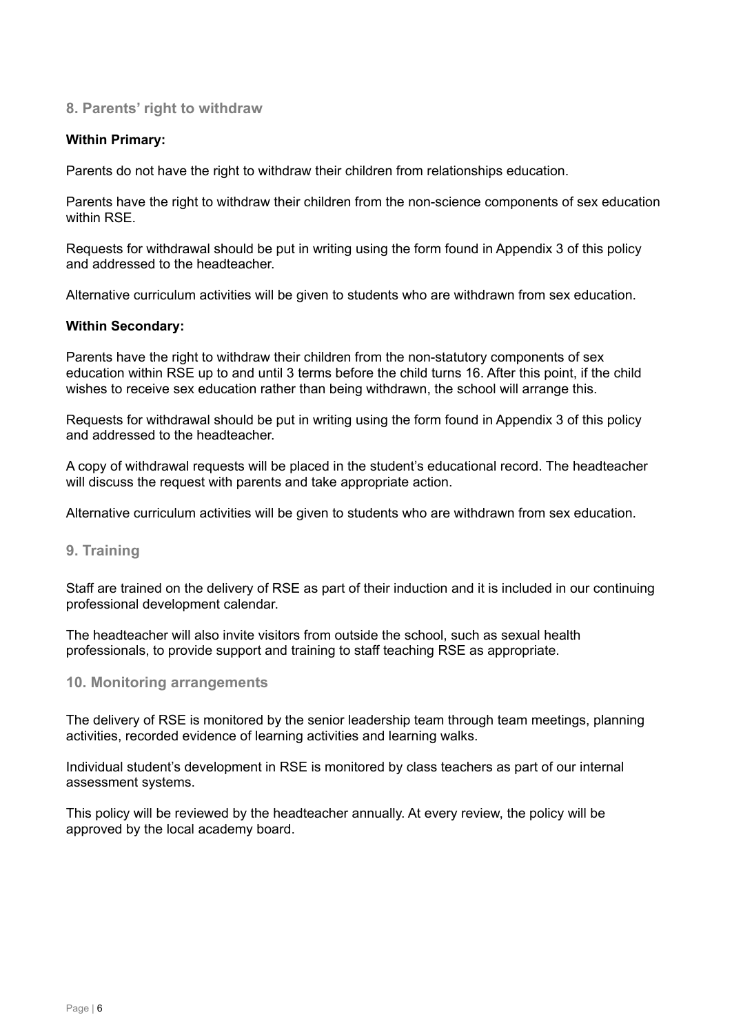## 8. Parents' right to withdraw

**Within Primary:**

Parents do not have the right to withdraw their children from relationships education.

Parents have the right to withdraw their children from the non-science components of sex education within RSE.

Requests for withdrawal should be put in writing using the form found in Appendix 3 of this policy and addressed to the headteacher.

Alternative curriculum activities will be given to students who are withdrawn from sex education.

**Within Secondary:**

Parents have the right to withdraw their children from the non-statutory components of sex education within RSE up to and until 3 terms before the child turns 16. After this point, if the child wishes to receive sex education rather than being withdrawn, the school will arrange this.

Requests for withdrawal should be put in writing using the form found in Appendix 3 of this policy and addressed to the headteacher.

A copy of withdrawal requests will be placed in the student's educational record. The headteacher will discuss the request with parents and take appropriate action.

Alternative curriculum activities will be given to students who are withdrawn from sex education.

## 9. Training

Staff are trained on the delivery of RSE as part of their induction and it is included in our continuing professional development calendar.

The headteacher will also invite visitors from outside the school, such as sexual health professionals, to provide support and training to staff teaching RSE as appropriate.

## 10. Monitoring arrangements

The delivery of RSE is monitored by the senior leadership team through team meetings, planning activities, recorded evidence of learning activities and learning walks.

Individual student's development in RSE is monitored by class teachers as part of our internal assessment systems.

This policy will be reviewed by the headteacher annually. At every review, the policy will be approved by the local academy board.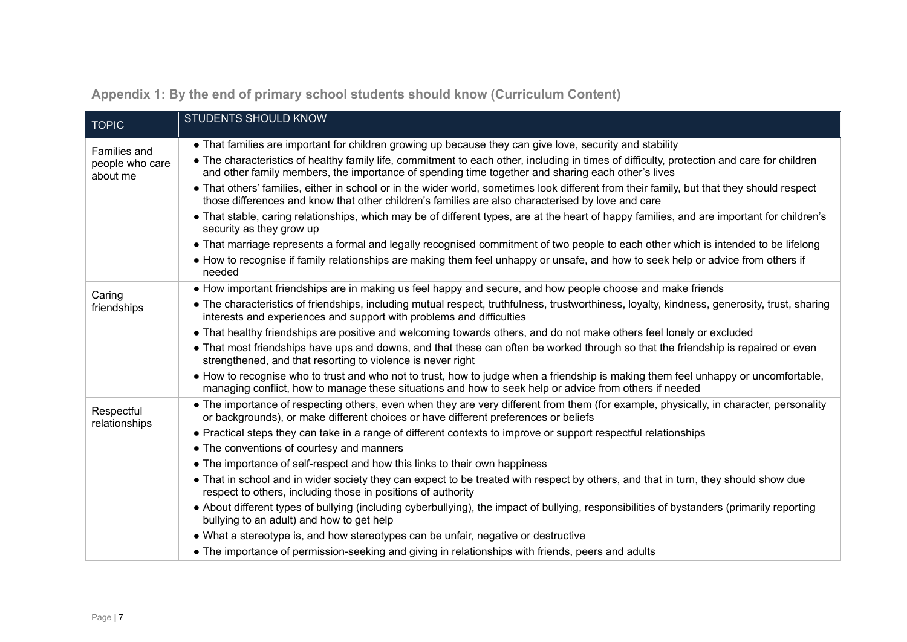## Appendix 1: By the end of primary school students should know (Curriculum Content)

| TOPIC | STUDENTS SHOULD KNOW |
|---|---|
| Families and people who care about me | ● That families are important for children growing up because they can give love, security and stability<br>● The characteristics of healthy family life, commitment to each other, including in times of difficulty, protection and care for children and other family members, the importance of spending time together and sharing each other's lives<br>● That others' families, either in school or in the wider world, sometimes look different from their family, but that they should respect those differences and know that other children's families are also characterised by love and care<br>● That stable, caring relationships, which may be of different types, are at the heart of happy families, and are important for children's security as they grow up<br>● That marriage represents a formal and legally recognised commitment of two people to each other which is intended to be lifelong<br>● How to recognise if family relationships are making them feel unhappy or unsafe, and how to seek help or advice from others if needed |
| Caring friendships | ● How important friendships are in making us feel happy and secure, and how people choose and make friends<br>● The characteristics of friendships, including mutual respect, truthfulness, trustworthiness, loyalty, kindness, generosity, trust, sharing interests and experiences and support with problems and difficulties<br>● That healthy friendships are positive and welcoming towards others, and do not make others feel lonely or excluded<br>● That most friendships have ups and downs, and that these can often be worked through so that the friendship is repaired or even strengthened, and that resorting to violence is never right<br>● How to recognise who to trust and who not to trust, how to judge when a friendship is making them feel unhappy or uncomfortable, managing conflict, how to manage these situations and how to seek help or advice from others if needed |
| Respectful relationships | ● The importance of respecting others, even when they are very different from them (for example, physically, in character, personality or backgrounds), or make different choices or have different preferences or beliefs<br>● Practical steps they can take in a range of different contexts to improve or support respectful relationships<br>● The conventions of courtesy and manners<br>● The importance of self-respect and how this links to their own happiness<br>● That in school and in wider society they can expect to be treated with respect by others, and that in turn, they should show due respect to others, including those in positions of authority<br>● About different types of bullying (including cyberbullying), the impact of bullying, responsibilities of bystanders (primarily reporting bullying to an adult) and how to get help<br>● What a stereotype is, and how stereotypes can be unfair, negative or destructive<br>● The importance of permission-seeking and giving in relationships with friends, peers and adults |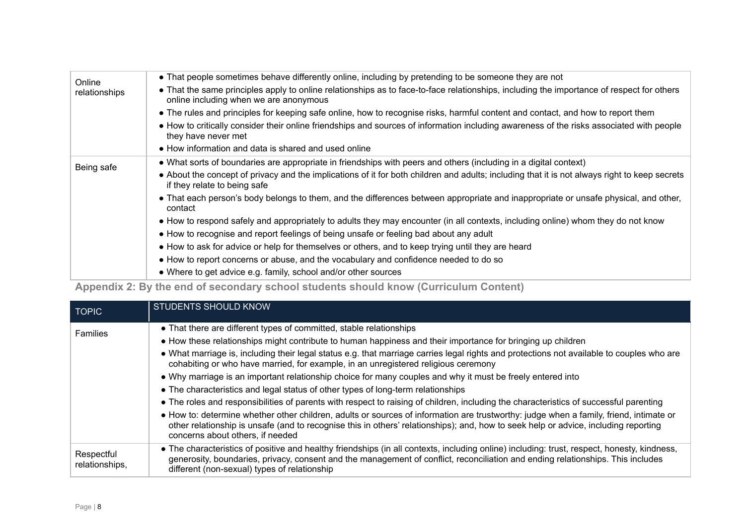| | |
|---|---|
| Online relationships | • That people sometimes behave differently online, including by pretending to be someone they are not<br>• That the same principles apply to online relationships as to face-to-face relationships, including the importance of respect for others online including when we are anonymous<br>• The rules and principles for keeping safe online, how to recognise risks, harmful content and contact, and how to report them<br>• How to critically consider their online friendships and sources of information including awareness of the risks associated with people they have never met<br>• How information and data is shared and used online |
| Being safe | • What sorts of boundaries are appropriate in friendships with peers and others (including in a digital context)<br>• About the concept of privacy and the implications of it for both children and adults; including that it is not always right to keep secrets if they relate to being safe<br>• That each person's body belongs to them, and the differences between appropriate and inappropriate or unsafe physical, and other, contact<br>• How to respond safely and appropriately to adults they may encounter (in all contexts, including online) whom they do not know<br>• How to recognise and report feelings of being unsafe or feeling bad about any adult<br>• How to ask for advice or help for themselves or others, and to keep trying until they are heard<br>• How to report concerns or abuse, and the vocabulary and confidence needed to do so<br>• Where to get advice e.g. family, school and/or other sources |

## Appendix 2: By the end of secondary school students should know (Curriculum Content)

| TOPIC | STUDENTS SHOULD KNOW |
|---|---|
| Families | • That there are different types of committed, stable relationships<br>• How these relationships might contribute to human happiness and their importance for bringing up children<br>• What marriage is, including their legal status e.g. that marriage carries legal rights and protections not available to couples who are cohabiting or who have married, for example, in an unregistered religious ceremony<br>• Why marriage is an important relationship choice for many couples and why it must be freely entered into<br>• The characteristics and legal status of other types of long-term relationships<br>• The roles and responsibilities of parents with respect to raising of children, including the characteristics of successful parenting<br>• How to: determine whether other children, adults or sources of information are trustworthy: judge when a family, friend, intimate or other relationship is unsafe (and to recognise this in others' relationships); and, how to seek help or advice, including reporting concerns about others, if needed |
| Respectful relationships, | • The characteristics of positive and healthy friendships (in all contexts, including online) including: trust, respect, honesty, kindness, generosity, boundaries, privacy, consent and the management of conflict, reconciliation and ending relationships. This includes different (non-sexual) types of relationship |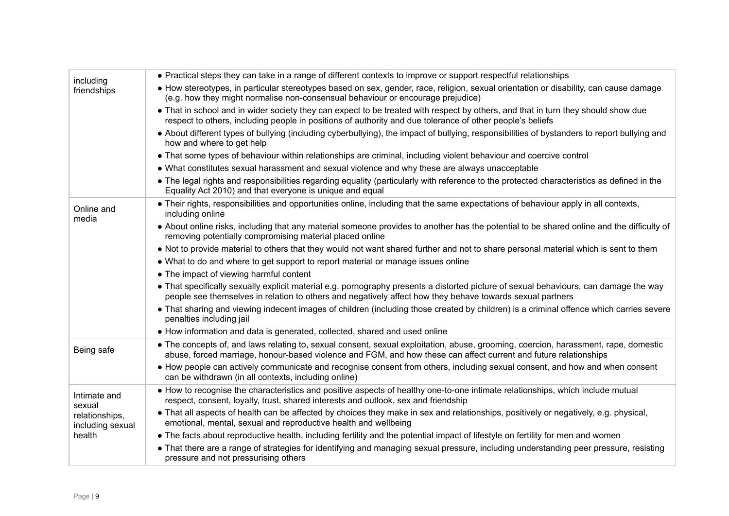| | |
|---|---|
| including friendships | • Practical steps they can take in a range of different contexts to improve or support respectful relationships<br>• How stereotypes, in particular stereotypes based on sex, gender, race, religion, sexual orientation or disability, can cause damage (e.g. how they might normalise non-consensual behaviour or encourage prejudice)<br>• That in school and in wider society they can expect to be treated with respect by others, and that in turn they should show due respect to others, including people in positions of authority and due tolerance of other people's beliefs<br>• About different types of bullying (including cyberbullying), the impact of bullying, responsibilities of bystanders to report bullying and how and where to get help<br>• That some types of behaviour within relationships are criminal, including violent behaviour and coercive control<br>• What constitutes sexual harassment and sexual violence and why these are always unacceptable<br>• The legal rights and responsibilities regarding equality (particularly with reference to the protected characteristics as defined in the Equality Act 2010) and that everyone is unique and equal |
| Online and media | • Their rights, responsibilities and opportunities online, including that the same expectations of behaviour apply in all contexts, including online<br>• About online risks, including that any material someone provides to another has the potential to be shared online and the difficulty of removing potentially compromising material placed online<br>• Not to provide material to others that they would not want shared further and not to share personal material which is sent to them<br>• What to do and where to get support to report material or manage issues online<br>• The impact of viewing harmful content<br>• That specifically sexually explicit material e.g. pornography presents a distorted picture of sexual behaviours, can damage the way people see themselves in relation to others and negatively affect how they behave towards sexual partners<br>• That sharing and viewing indecent images of children (including those created by children) is a criminal offence which carries severe penalties including jail<br>• How information and data is generated, collected, shared and used online |
| Being safe | • The concepts of, and laws relating to, sexual consent, sexual exploitation, abuse, grooming, coercion, harassment, rape, domestic abuse, forced marriage, honour-based violence and FGM, and how these can affect current and future relationships<br>• How people can actively communicate and recognise consent from others, including sexual consent, and how and when consent can be withdrawn (in all contexts, including online) |
| Intimate and sexual relationships, including sexual health | • How to recognise the characteristics and positive aspects of healthy one-to-one intimate relationships, which include mutual respect, consent, loyalty, trust, shared interests and outlook, sex and friendship<br>• That all aspects of health can be affected by choices they make in sex and relationships, positively or negatively, e.g. physical, emotional, mental, sexual and reproductive health and wellbeing<br>• The facts about reproductive health, including fertility and the potential impact of lifestyle on fertility for men and women<br>• That there are a range of strategies for identifying and managing sexual pressure, including understanding peer pressure, resisting pressure and not pressurising others |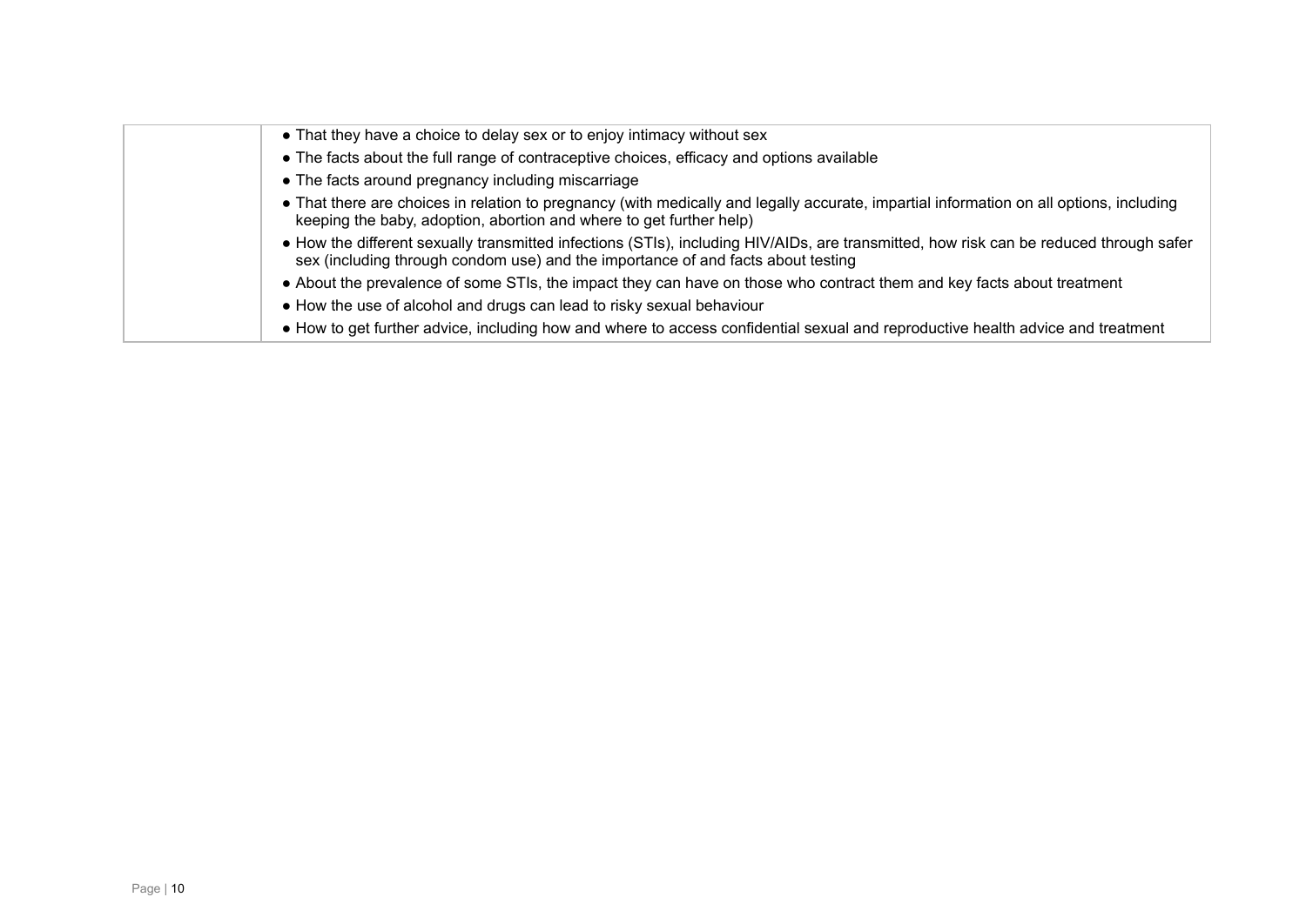| | |
|---|---|
| | • That they have a choice to delay sex or to enjoy intimacy without sex<br>• The facts about the full range of contraceptive choices, efficacy and options available<br>• The facts around pregnancy including miscarriage<br>• That there are choices in relation to pregnancy (with medically and legally accurate, impartial information on all options, including keeping the baby, adoption, abortion and where to get further help)<br>• How the different sexually transmitted infections (STIs), including HIV/AIDs, are transmitted, how risk can be reduced through safer sex (including through condom use) and the importance of and facts about testing<br>• About the prevalence of some STIs, the impact they can have on those who contract them and key facts about treatment<br>• How the use of alcohol and drugs can lead to risky sexual behaviour<br>• How to get further advice, including how and where to access confidential sexual and reproductive health advice and treatment |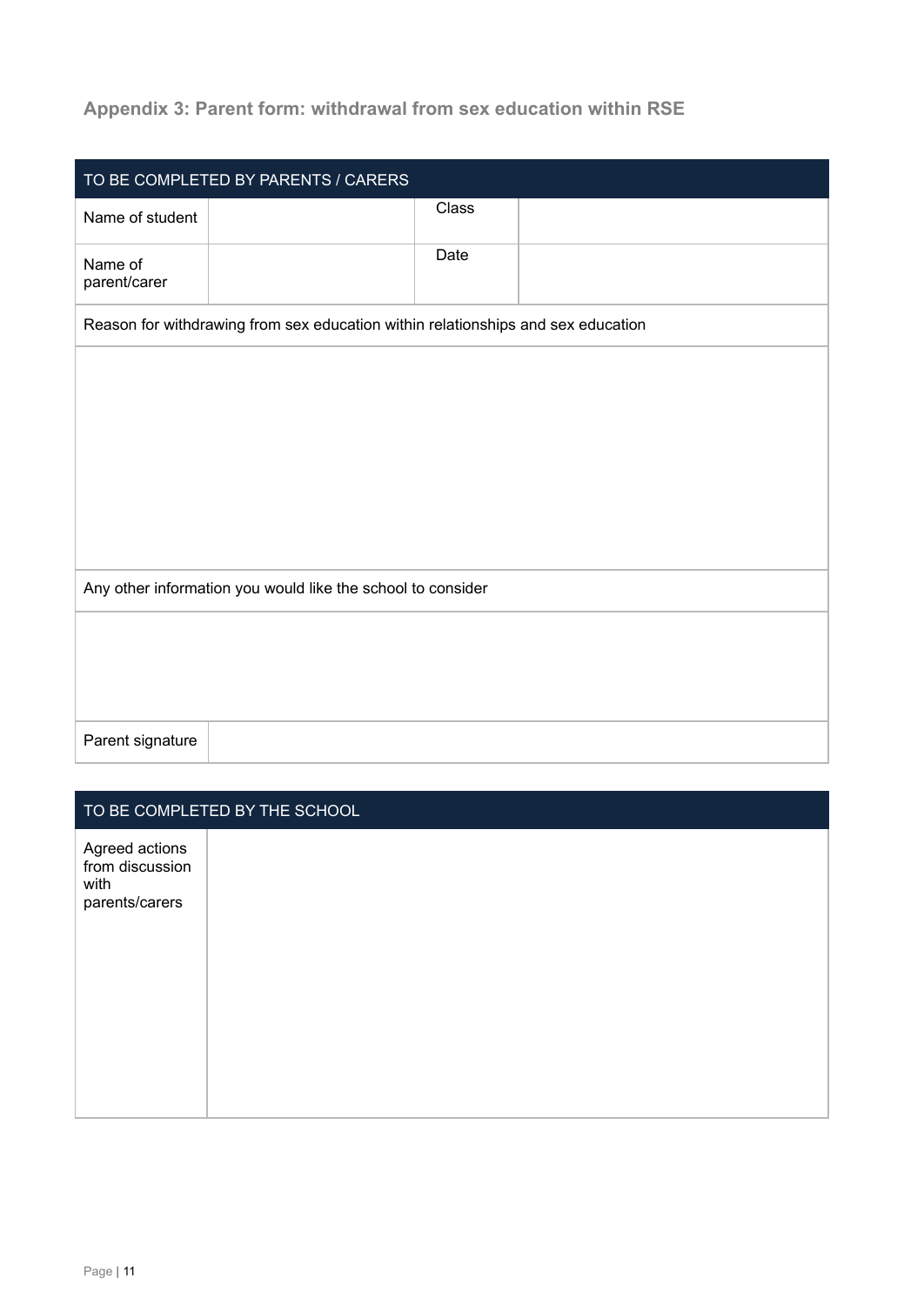### Appendix 3: Parent form: withdrawal from sex education within RSE

| TO BE COMPLETED BY PARENTS / CARERS | | | |
|---|---|---|---|
| Name of student | | Class | |
| Name of parent/carer | | Date | |
| Reason for withdrawing from sex education within relationships and sex education | | | |
| | | | |
| Any other information you would like the school to consider | | | |
| | | | |
| Parent signature | | | |

| TO BE COMPLETED BY THE SCHOOL | |
|---|---|
| Agreed actions from discussion with parents/carers | |